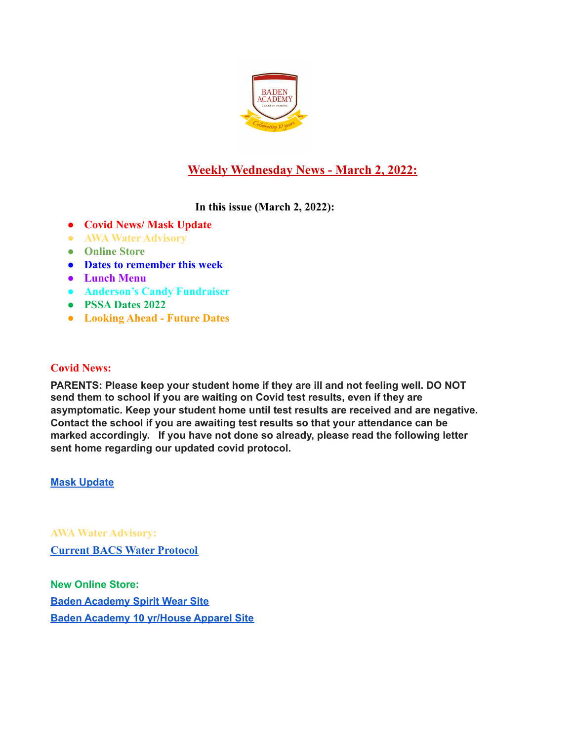# Weekly Wednesday News - March 2, 2022:

**In this issue (March 2, 2022):**

- **Covid News/ Mask Update**
- **AWA Water Advisory**
- **Online Store**
- **Dates to remember this week**
- **Lunch Menu**
- **Anderson's Candy Fundraiser**
- **PSSA Dates 2022**
- **Looking Ahead - Future Dates**

## Covid News:

**PARENTS: Please keep your student home if they are ill and not feeling well. DO NOT send them to school if you are waiting on Covid test results, even if they are asymptomatic. Keep your student home until test results are received and are negative. Contact the school if you are awaiting test results so that your attendance can be marked accordingly. If you have not done so already, please read the following letter sent home regarding our updated covid protocol.**

**Mask Update**

## AWA Water Advisory:

**Current BACS Water Protocol**

## New Online Store:

**Baden Academy Spirit Wear Site**

**Baden Academy 10 yr/House Apparel Site**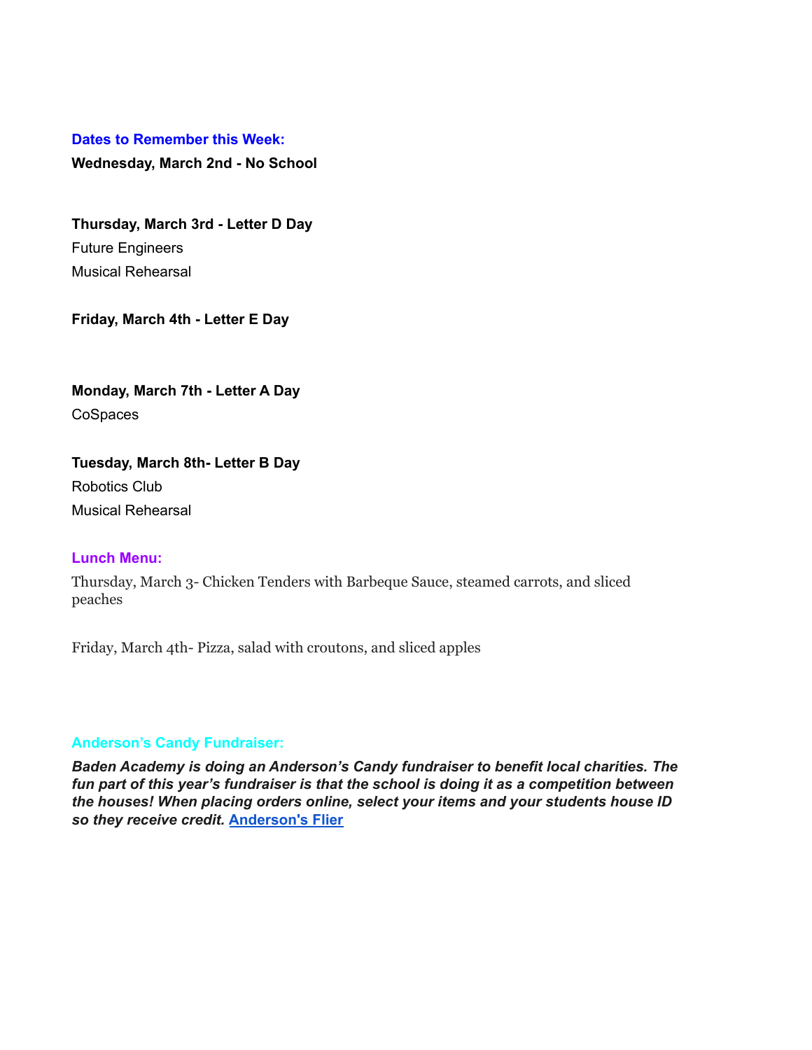## Dates to Remember this Week:

**Wednesday, March 2nd - No School**

**Thursday, March 3rd - Letter D Day**

Future Engineers

Musical Rehearsal

**Friday, March 4th - Letter E Day**

**Monday, March 7th - Letter A Day**

CoSpaces

**Tuesday, March 8th- Letter B Day**

Robotics Club

Musical Rehearsal

## Lunch Menu:

Thursday, March 3- Chicken Tenders with Barbeque Sauce, steamed carrots, and sliced peaches

Friday, March 4th- Pizza, salad with croutons, and sliced apples

## Anderson's Candy Fundraiser:

***Baden Academy is doing an Anderson's Candy fundraiser to benefit local charities. The fun part of this year's fundraiser is that the school is doing it as a competition between the houses! When placing orders online, select your items and your students house ID so they receive credit. Anderson's Flier***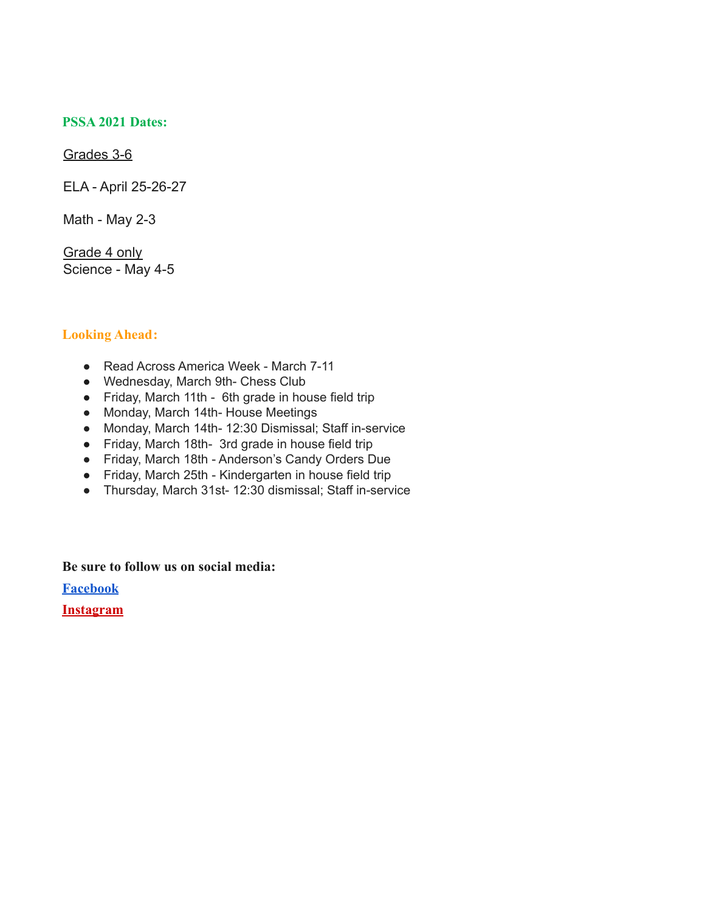**PSSA 2021 Dates:**

Grades 3-6

ELA - April 25-26-27

Math - May 2-3

Grade 4 only
Science - May 4-5

**Looking Ahead:**

- Read Across America Week - March 7-11
- Wednesday, March 9th- Chess Club
- Friday, March 11th - 6th grade in house field trip
- Monday, March 14th- House Meetings
- Monday, March 14th- 12:30 Dismissal; Staff in-service
- Friday, March 18th- 3rd grade in house field trip
- Friday, March 18th - Anderson's Candy Orders Due
- Friday, March 25th - Kindergarten in house field trip
- Thursday, March 31st- 12:30 dismissal; Staff in-service

**Be sure to follow us on social media:**

**Facebook**

**Instagram**